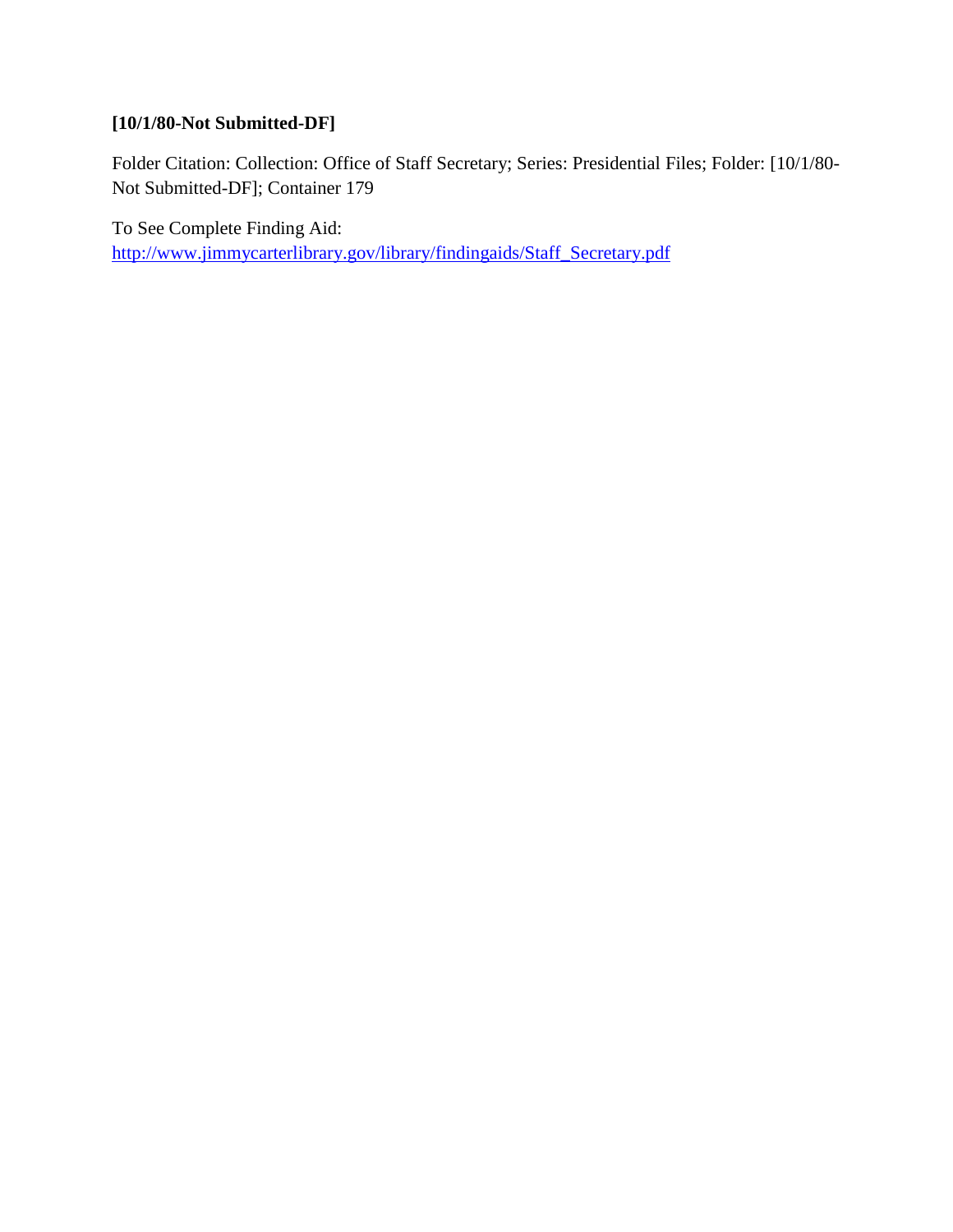**[10/1/80-Not Submitted-DF]**

Folder Citation: Collection: Office of Staff Secretary; Series: Presidential Files; Folder: [10/1/80-Not Submitted-DF]; Container 179

To See Complete Finding Aid:
http://www.jimmycarterlibrary.gov/library/findingaids/Staff_Secretary.pdf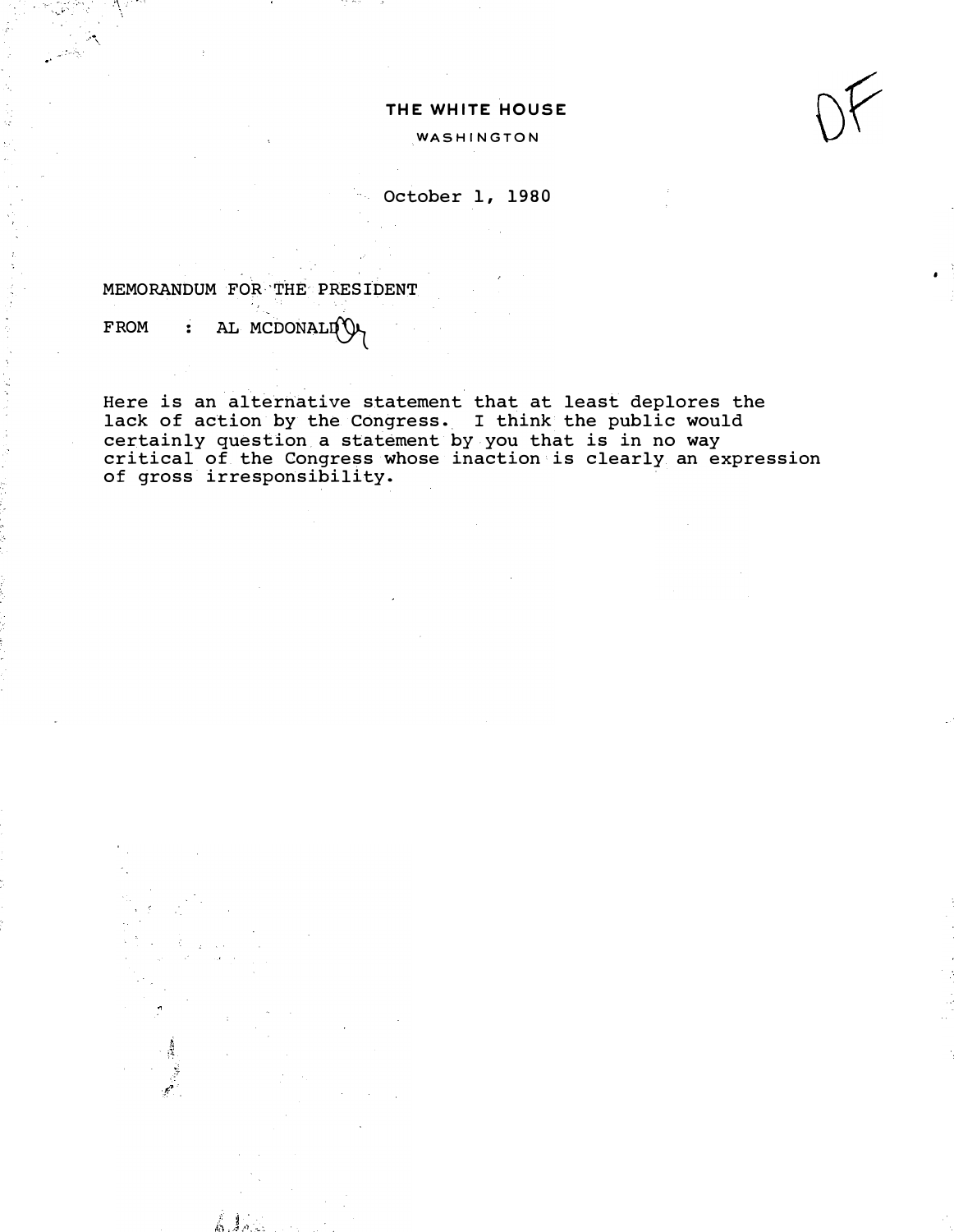THE WHITE HOUSE

WASHINGTON

October 1, 1980

MEMORANDUM FOR THE PRESIDENT

FROM : AL MCDONALD

Here is an alternative statement that at least deplores the lack of action by the Congress. I think the public would certainly question a statement by you that is in no way critical of the Congress whose inaction is clearly an expression of gross irresponsibility.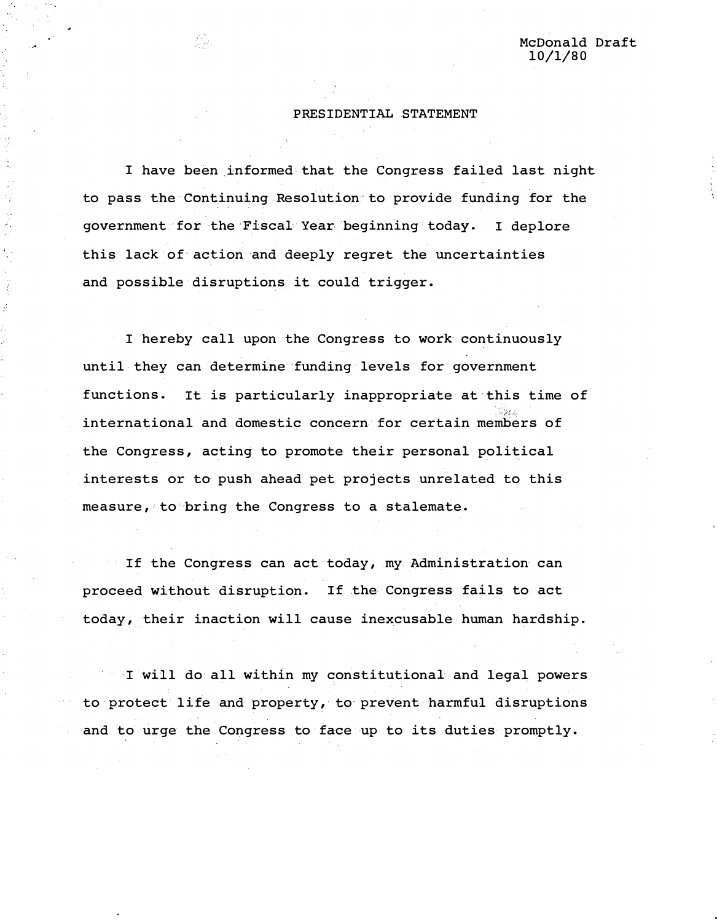McDonald Draft
10/1/80

# PRESIDENTIAL STATEMENT

I have been informed that the Congress failed last night to pass the Continuing Resolution to provide funding for the government for the Fiscal Year beginning today. I deplore this lack of action and deeply regret the uncertainties and possible disruptions it could trigger.

I hereby call upon the Congress to work continuously until they can determine funding levels for government functions. It is particularly inappropriate at this time of international and domestic concern for certain members of the Congress, acting to promote their personal political interests or to push ahead pet projects unrelated to this measure, to bring the Congress to a stalemate.

If the Congress can act today, my Administration can proceed without disruption. If the Congress fails to act today, their inaction will cause inexcusable human hardship.

I will do all within my constitutional and legal powers to protect life and property, to prevent harmful disruptions and to urge the Congress to face up to its duties promptly.